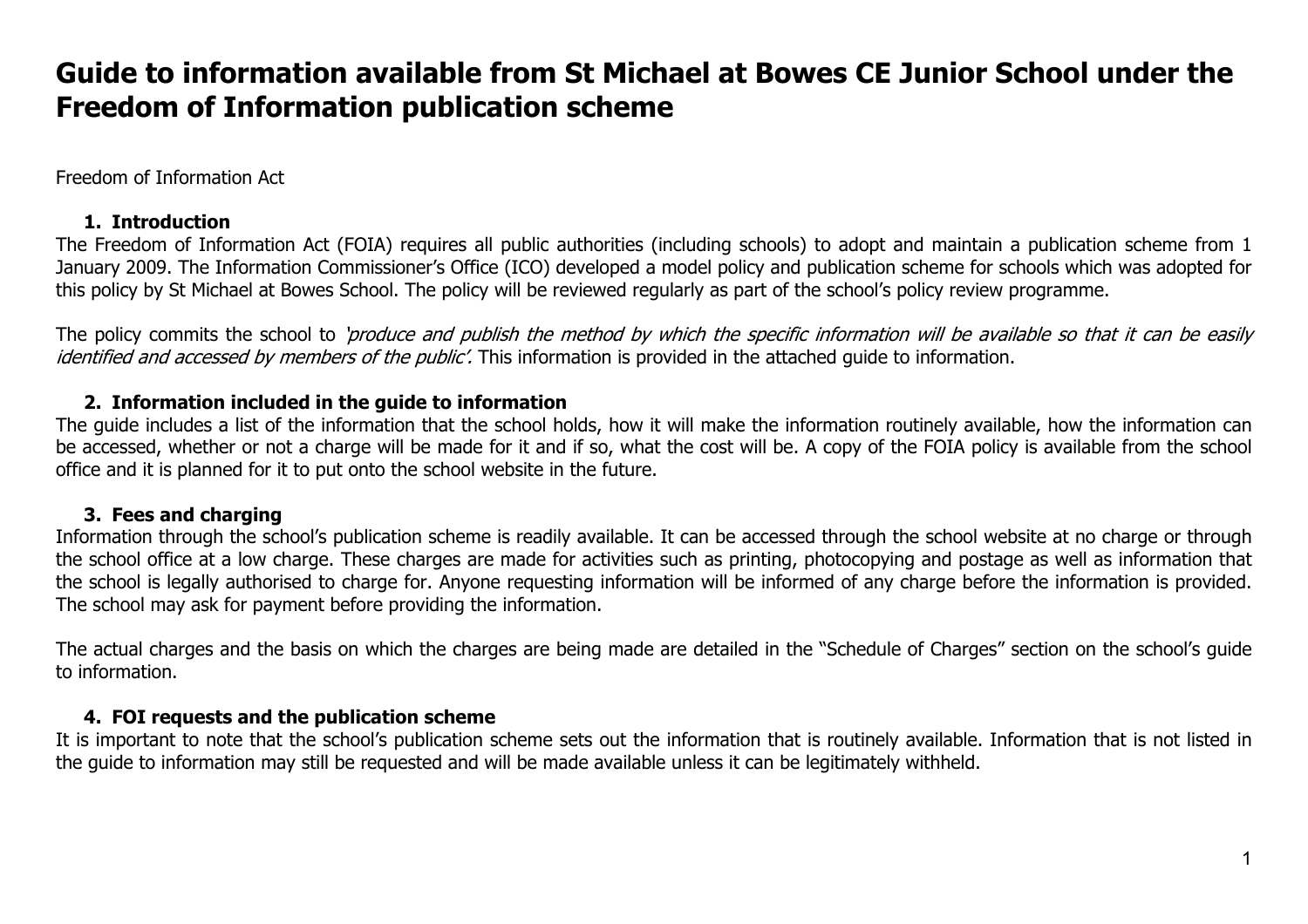# Guide to information available from St Michael at Bowes CE Junior School under the Freedom of Information publication scheme

Freedom of Information Act

1. **Introduction**

The Freedom of Information Act (FOIA) requires all public authorities (including schools) to adopt and maintain a publication scheme from 1 January 2009. The Information Commissioner's Office (ICO) developed a model policy and publication scheme for schools which was adopted for this policy by St Michael at Bowes School. The policy will be reviewed regularly as part of the school's policy review programme.

The policy commits the school to *'produce and publish the method by which the specific information will be available so that it can be easily identified and accessed by members of the public'.* This information is provided in the attached guide to information.

2. **Information included in the guide to information**

The guide includes a list of the information that the school holds, how it will make the information routinely available, how the information can be accessed, whether or not a charge will be made for it and if so, what the cost will be. A copy of the FOIA policy is available from the school office and it is planned for it to put onto the school website in the future.

3. **Fees and charging**

Information through the school's publication scheme is readily available. It can be accessed through the school website at no charge or through the school office at a low charge. These charges are made for activities such as printing, photocopying and postage as well as information that the school is legally authorised to charge for. Anyone requesting information will be informed of any charge before the information is provided. The school may ask for payment before providing the information.

The actual charges and the basis on which the charges are being made are detailed in the "Schedule of Charges" section on the school's guide to information.

4. **FOI requests and the publication scheme**

It is important to note that the school's publication scheme sets out the information that is routinely available. Information that is not listed in the guide to information may still be requested and will be made available unless it can be legitimately withheld.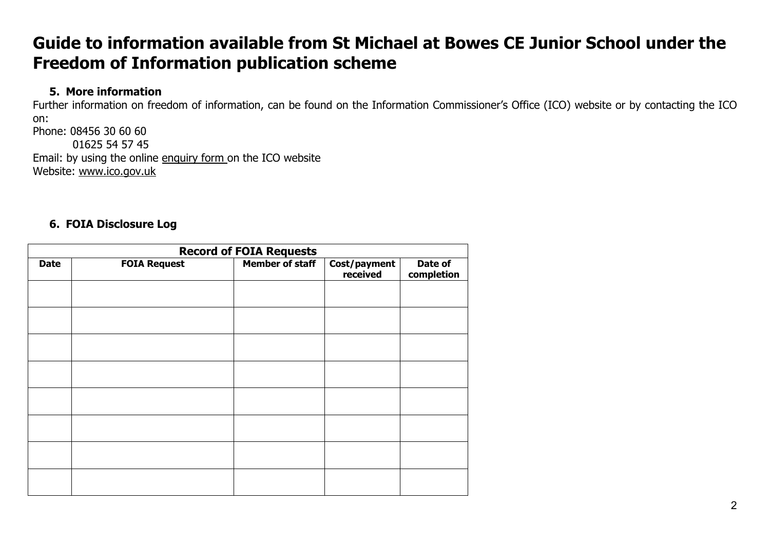# Guide to information available from St Michael at Bowes CE Junior School under the Freedom of Information publication scheme

### 5. More information

Further information on freedom of information, can be found on the Information Commissioner's Office (ICO) website or by contacting the ICO on:

Phone: 08456 30 60 60
01625 54 57 45

Email: by using the online enquiry form on the ICO website

Website: www.ico.gov.uk

### 6. FOIA Disclosure Log

| **Record of FOIA Requests** | | | | |
|---|---|---|---|---|
| **Date** | **FOIA Request** | **Member of staff** | **Cost/payment received** | **Date of completion** |
| | | | | |
| | | | | |
| | | | | |
| | | | | |
| | | | | |
| | | | | |
| | | | | |
| | | | | |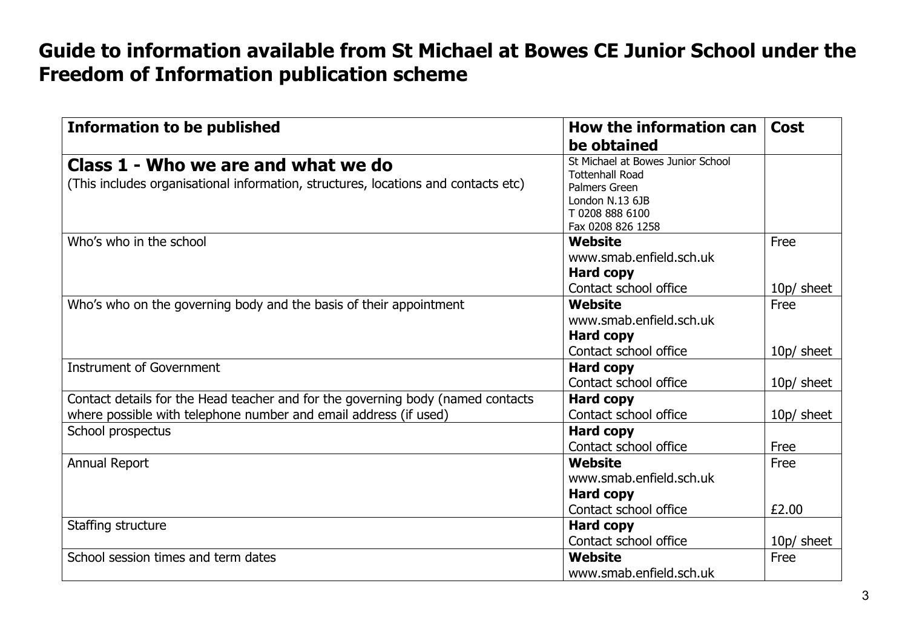# Guide to information available from St Michael at Bowes CE Junior School under the Freedom of Information publication scheme

| Information to be published | How the information can be obtained | Cost |
|---|---|---|
| **Class 1 - Who we are and what we do**<br>(This includes organisational information, structures, locations and contacts etc) | St Michael at Bowes Junior School<br>Tottenhall Road<br>Palmers Green<br>London N.13 6JB<br>T 0208 888 6100<br>Fax 0208 826 1258 | |
| Who's who in the school | **Website**<br>www.smab.enfield.sch.uk<br>**Hard copy**<br>Contact school office | Free<br><br><br>10p/ sheet |
| Who's who on the governing body and the basis of their appointment | **Website**<br>www.smab.enfield.sch.uk<br>**Hard copy**<br>Contact school office | Free<br><br><br>10p/ sheet |
| Instrument of Government | **Hard copy**<br>Contact school office | 10p/ sheet |
| Contact details for the Head teacher and for the governing body (named contacts where possible with telephone number and email address (if used) | **Hard copy**<br>Contact school office | 10p/ sheet |
| School prospectus | **Hard copy**<br>Contact school office | Free |
| Annual Report | **Website**<br>www.smab.enfield.sch.uk<br>**Hard copy**<br>Contact school office | Free<br><br><br>£2.00 |
| Staffing structure | **Hard copy**<br>Contact school office | 10p/ sheet |
| School session times and term dates | **Website**<br>www.smab.enfield.sch.uk | Free |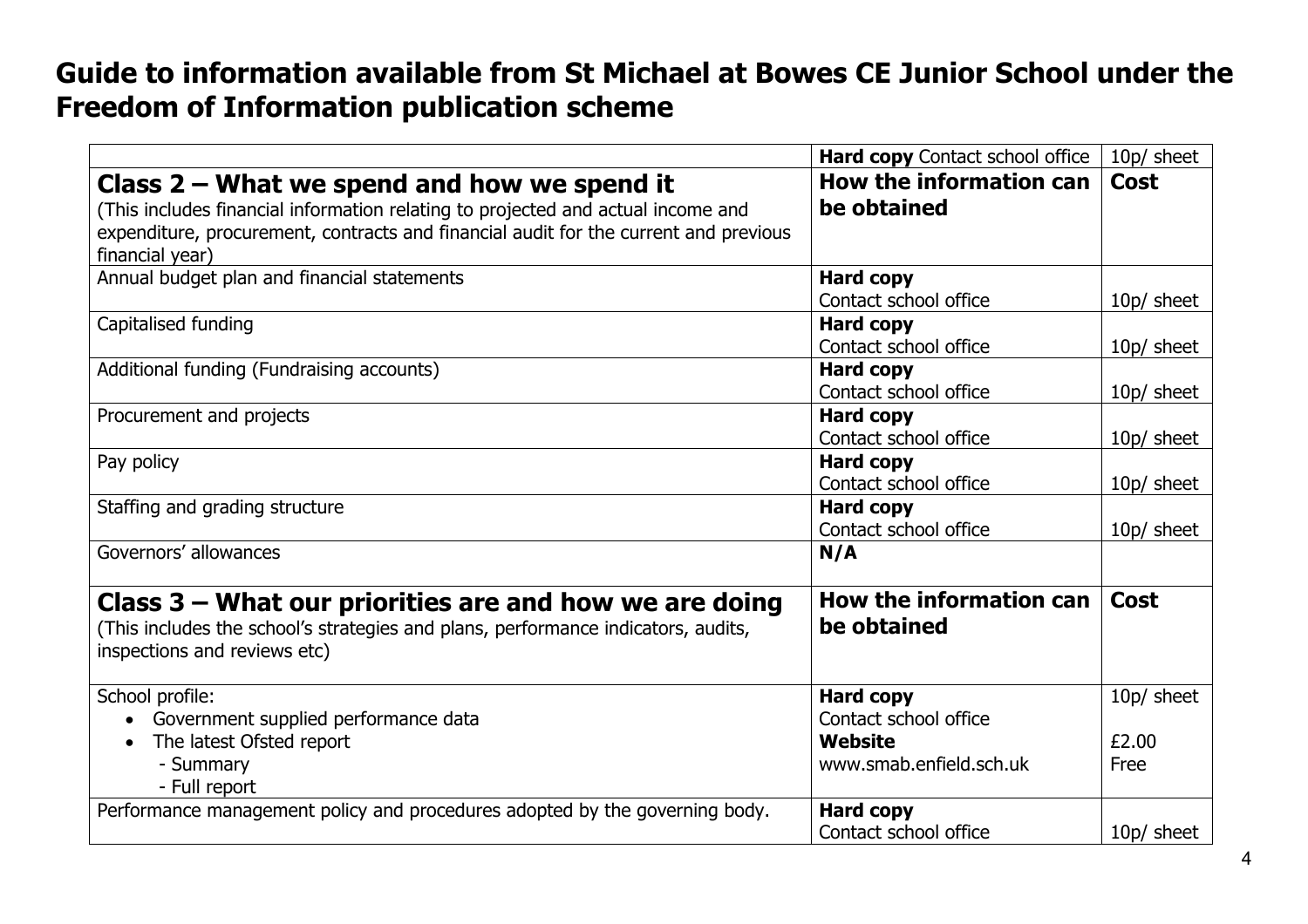# Guide to information available from St Michael at Bowes CE Junior School under the Freedom of Information publication scheme

| | **Hard copy** Contact school office | 10p/ sheet |
|---|---|---|
| **Class 2 – What we spend and how we spend it**<br>(This includes financial information relating to projected and actual income and expenditure, procurement, contracts and financial audit for the current and previous financial year) | **How the information can be obtained** | **Cost** |
| Annual budget plan and financial statements | **Hard copy**<br>Contact school office | 10p/ sheet |
| Capitalised funding | **Hard copy**<br>Contact school office | 10p/ sheet |
| Additional funding (Fundraising accounts) | **Hard copy**<br>Contact school office | 10p/ sheet |
| Procurement and projects | **Hard copy**<br>Contact school office | 10p/ sheet |
| Pay policy | **Hard copy**<br>Contact school office | 10p/ sheet |
| Staffing and grading structure | **Hard copy**<br>Contact school office | 10p/ sheet |
| Governors' allowances | **N/A** | |
| **Class 3 – What our priorities are and how we are doing**<br>(This includes the school's strategies and plans, performance indicators, audits, inspections and reviews etc) | **How the information can be obtained** | **Cost** |
| School profile:<br>• Government supplied performance data<br>• The latest Ofsted report<br>- Summary<br>- Full report | **Hard copy**<br>Contact school office<br>**Website**<br>www.smab.enfield.sch.uk | 10p/ sheet<br><br>£2.00<br>Free |
| Performance management policy and procedures adopted by the governing body. | **Hard copy**<br>Contact school office | 10p/ sheet |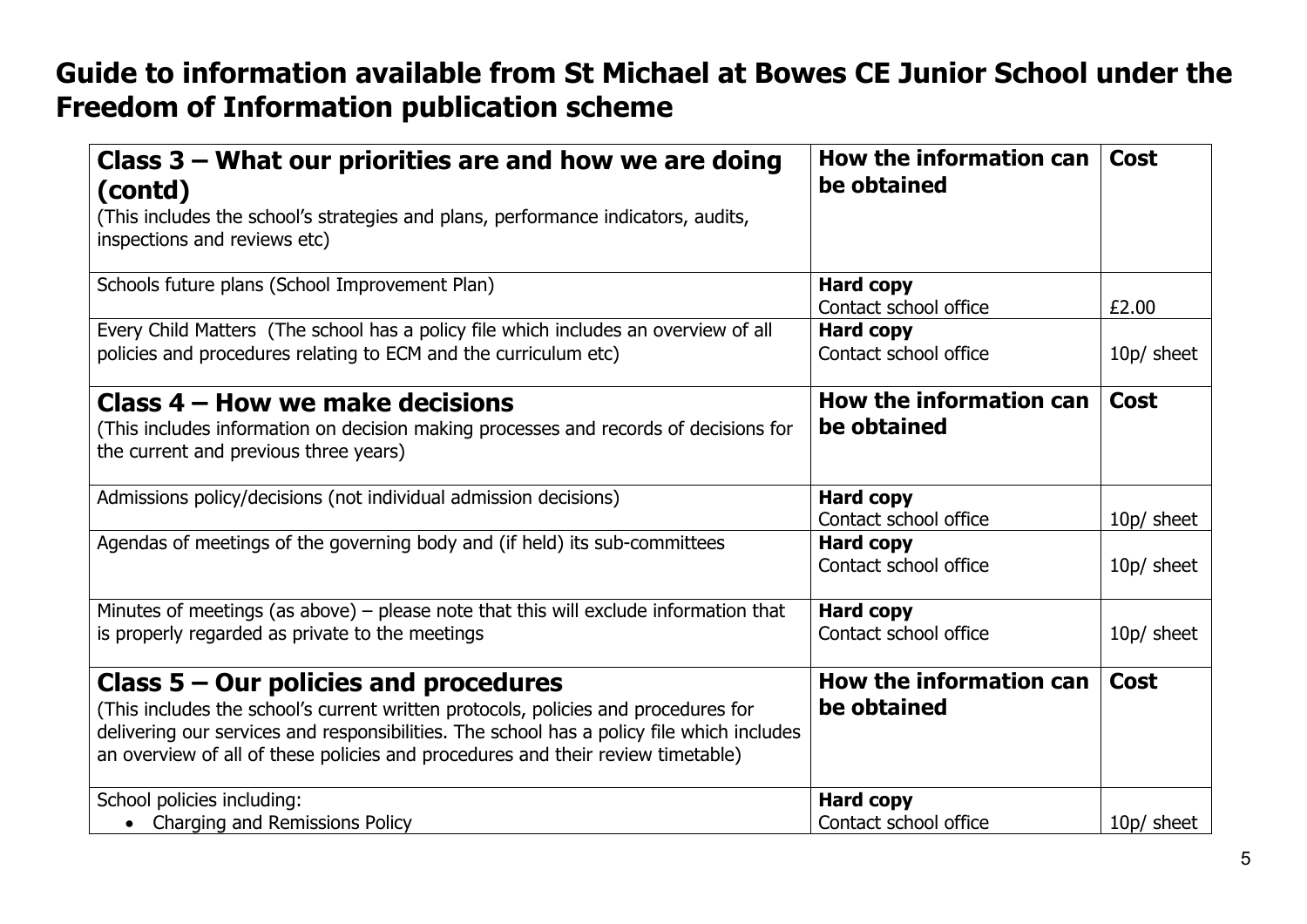# Guide to information available from St Michael at Bowes CE Junior School under the Freedom of Information publication scheme

| **Class 3 – What our priorities are and how we are doing (contd)**<br>(This includes the school's strategies and plans, performance indicators, audits, inspections and reviews etc) | **How the information can be obtained** | **Cost** |
|---|---|---|
| Schools future plans (School Improvement Plan) | **Hard copy**<br>Contact school office | £2.00 |
| Every Child Matters (The school has a policy file which includes an overview of all policies and procedures relating to ECM and the curriculum etc) | **Hard copy**<br>Contact school office | 10p/ sheet |
| **Class 4 – How we make decisions**<br>(This includes information on decision making processes and records of decisions for the current and previous three years) | **How the information can be obtained** | **Cost** |
| Admissions policy/decisions (not individual admission decisions) | **Hard copy**<br>Contact school office | 10p/ sheet |
| Agendas of meetings of the governing body and (if held) its sub-committees | **Hard copy**<br>Contact school office | 10p/ sheet |
| Minutes of meetings (as above) – please note that this will exclude information that is properly regarded as private to the meetings | **Hard copy**<br>Contact school office | 10p/ sheet |
| **Class 5 – Our policies and procedures**<br>(This includes the school's current written protocols, policies and procedures for delivering our services and responsibilities. The school has a policy file which includes an overview of all of these policies and procedures and their review timetable) | **How the information can be obtained** | **Cost** |
| School policies including:<br>• Charging and Remissions Policy | **Hard copy**<br>Contact school office | 10p/ sheet |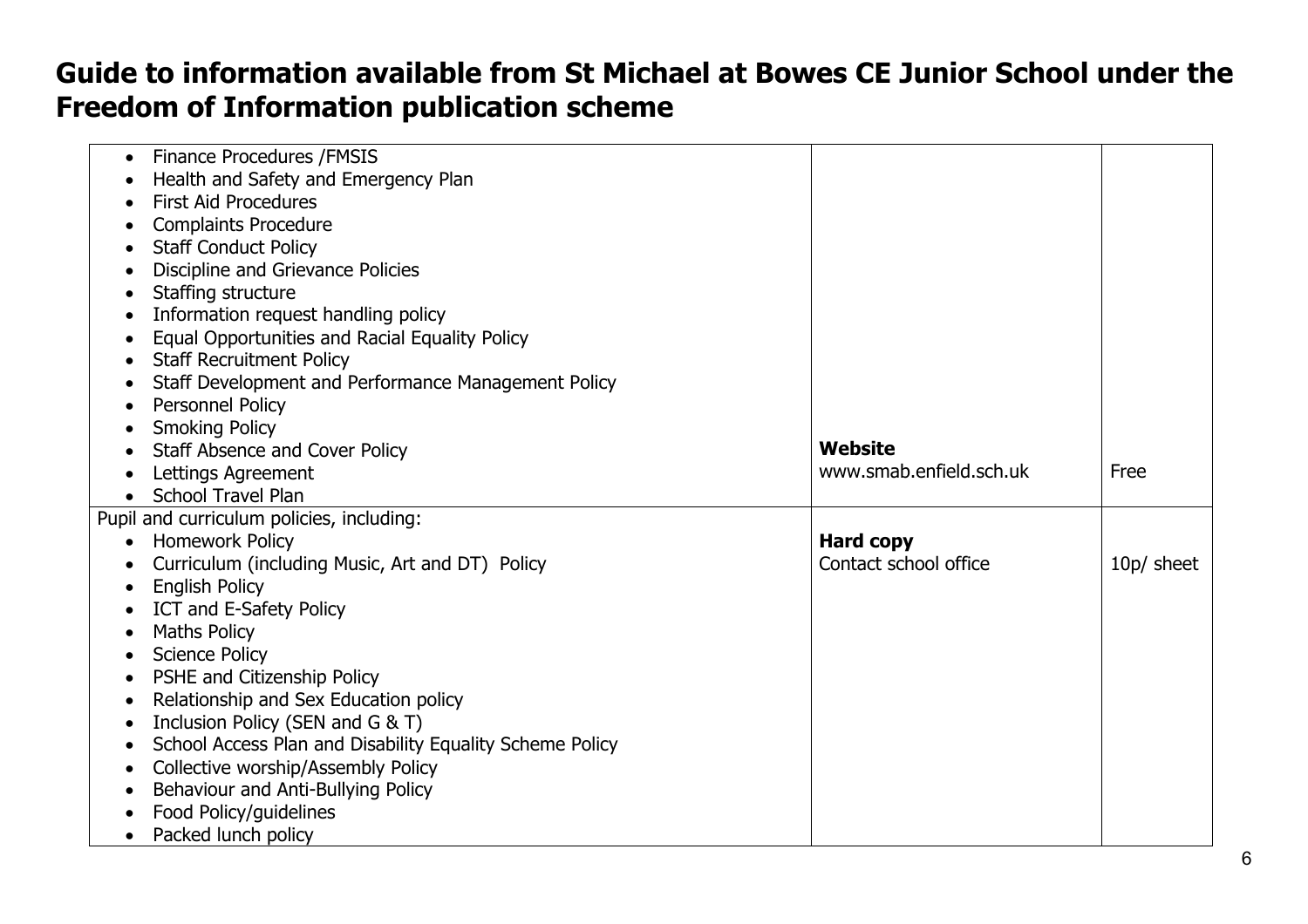# Guide to information available from St Michael at Bowes CE Junior School under the Freedom of Information publication scheme

| | | |
|---|---|---|
| • Finance Procedures /FMSIS<br>• Health and Safety and Emergency Plan<br>• First Aid Procedures<br>• Complaints Procedure<br>• Staff Conduct Policy<br>• Discipline and Grievance Policies<br>• Staffing structure<br>• Information request handling policy<br>• Equal Opportunities and Racial Equality Policy<br>• Staff Recruitment Policy<br>• Staff Development and Performance Management Policy<br>• Personnel Policy<br>• Smoking Policy<br>• Staff Absence and Cover Policy<br>• Lettings Agreement<br>• School Travel Plan | **Website**<br>www.smab.enfield.sch.uk | Free |
| Pupil and curriculum policies, including:<br>• Homework Policy<br>• Curriculum (including Music, Art and DT) Policy<br>• English Policy<br>• ICT and E-Safety Policy<br>• Maths Policy<br>• Science Policy<br>• PSHE and Citizenship Policy<br>• Relationship and Sex Education policy<br>• Inclusion Policy (SEN and G & T)<br>• School Access Plan and Disability Equality Scheme Policy<br>• Collective worship/Assembly Policy<br>• Behaviour and Anti-Bullying Policy<br>• Food Policy/guidelines<br>• Packed lunch policy | **Hard copy**<br>Contact school office | 10p/ sheet |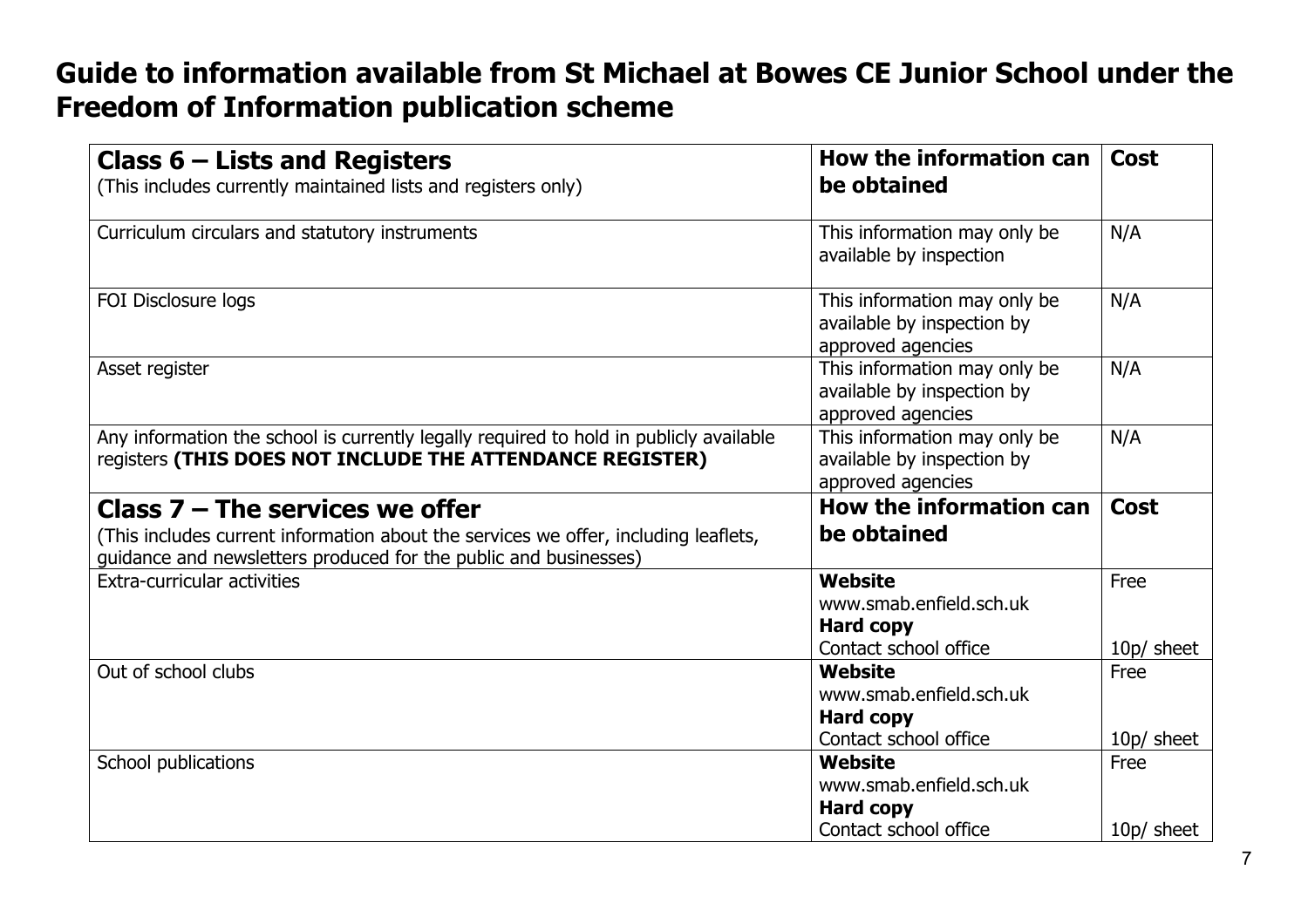## Guide to information available from St Michael at Bowes CE Junior School under the Freedom of Information publication scheme

| **Class 6 – Lists and Registers**<br>(This includes currently maintained lists and registers only) | **How the information can be obtained** | **Cost** |
|---|---|---|
| Curriculum circulars and statutory instruments | This information may only be available by inspection | N/A |
| FOI Disclosure logs | This information may only be available by inspection by approved agencies | N/A |
| Asset register | This information may only be available by inspection by approved agencies | N/A |
| Any information the school is currently legally required to hold in publicly available registers **(THIS DOES NOT INCLUDE THE ATTENDANCE REGISTER)** | This information may only be available by inspection by approved agencies | N/A |
| **Class 7 – The services we offer**<br>(This includes current information about the services we offer, including leaflets, guidance and newsletters produced for the public and businesses) | **How the information can be obtained** | **Cost** |
| Extra-curricular activities | **Website**<br>www.smab.enfield.sch.uk<br>**Hard copy**<br>Contact school office | Free<br><br><br>10p/ sheet |
| Out of school clubs | **Website**<br>www.smab.enfield.sch.uk<br>**Hard copy**<br>Contact school office | Free<br><br><br>10p/ sheet |
| School publications | **Website**<br>www.smab.enfield.sch.uk<br>**Hard copy**<br>Contact school office | Free<br><br><br>10p/ sheet |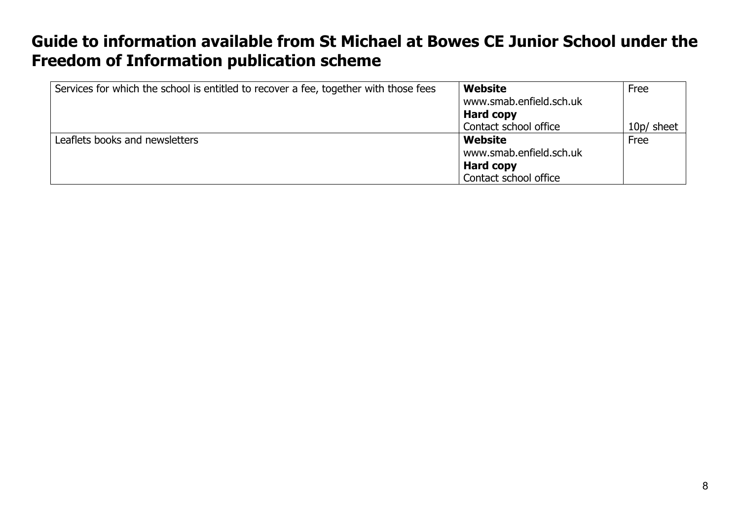# Guide to information available from St Michael at Bowes CE Junior School under the Freedom of Information publication scheme

| | | |
|---|---|---|
| Services for which the school is entitled to recover a fee, together with those fees | **Website**<br>www.smab.enfield.sch.uk<br>**Hard copy**<br>Contact school office | Free<br><br><br>10p/ sheet |
| Leaflets books and newsletters | **Website**<br>www.smab.enfield.sch.uk<br>**Hard copy**<br>Contact school office | Free |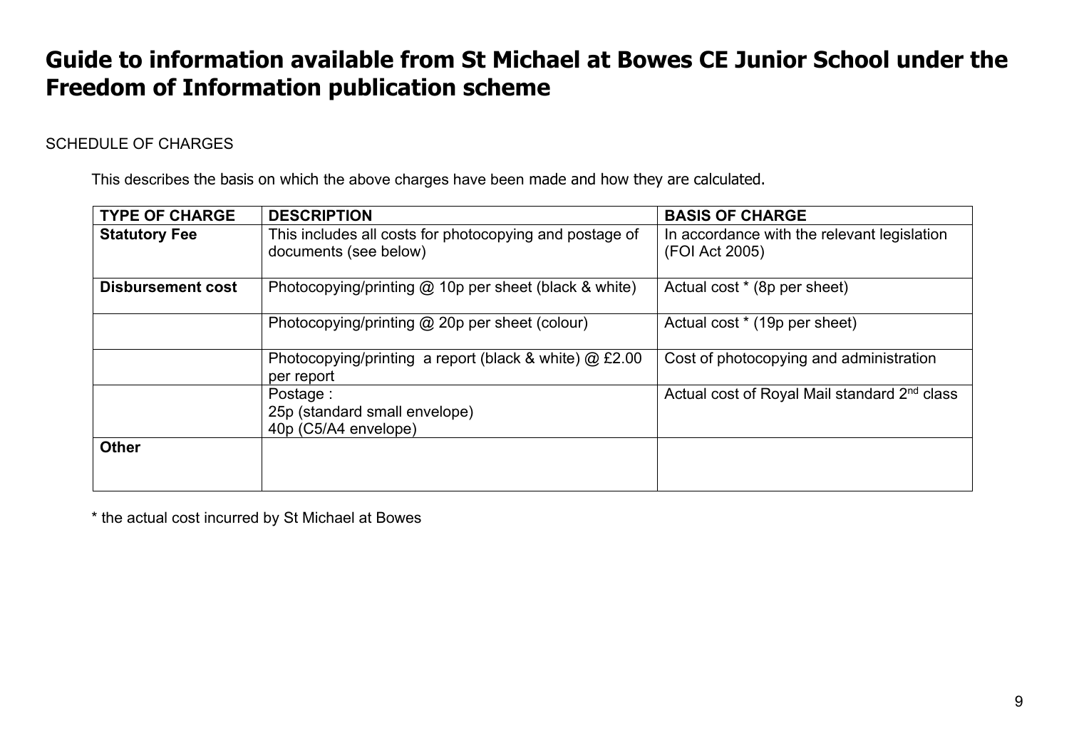# Guide to information available from St Michael at Bowes CE Junior School under the Freedom of Information publication scheme

SCHEDULE OF CHARGES

This describes the basis on which the above charges have been made and how they are calculated.

| TYPE OF CHARGE | DESCRIPTION | BASIS OF CHARGE |
|---|---|---|
| **Statutory Fee** | This includes all costs for photocopying and postage of documents (see below) | In accordance with the relevant legislation (FOI Act 2005) |
| **Disbursement cost** | Photocopying/printing @ 10p per sheet (black & white) | Actual cost * (8p per sheet) |
| | Photocopying/printing @ 20p per sheet (colour) | Actual cost * (19p per sheet) |
| | Photocopying/printing a report (black & white) @ £2.00 per report | Cost of photocopying and administration |
| | Postage :<br>25p (standard small envelope)<br>40p (C5/A4 envelope) | Actual cost of Royal Mail standard 2nd class |
| **Other** | | |

* the actual cost incurred by St Michael at Bowes